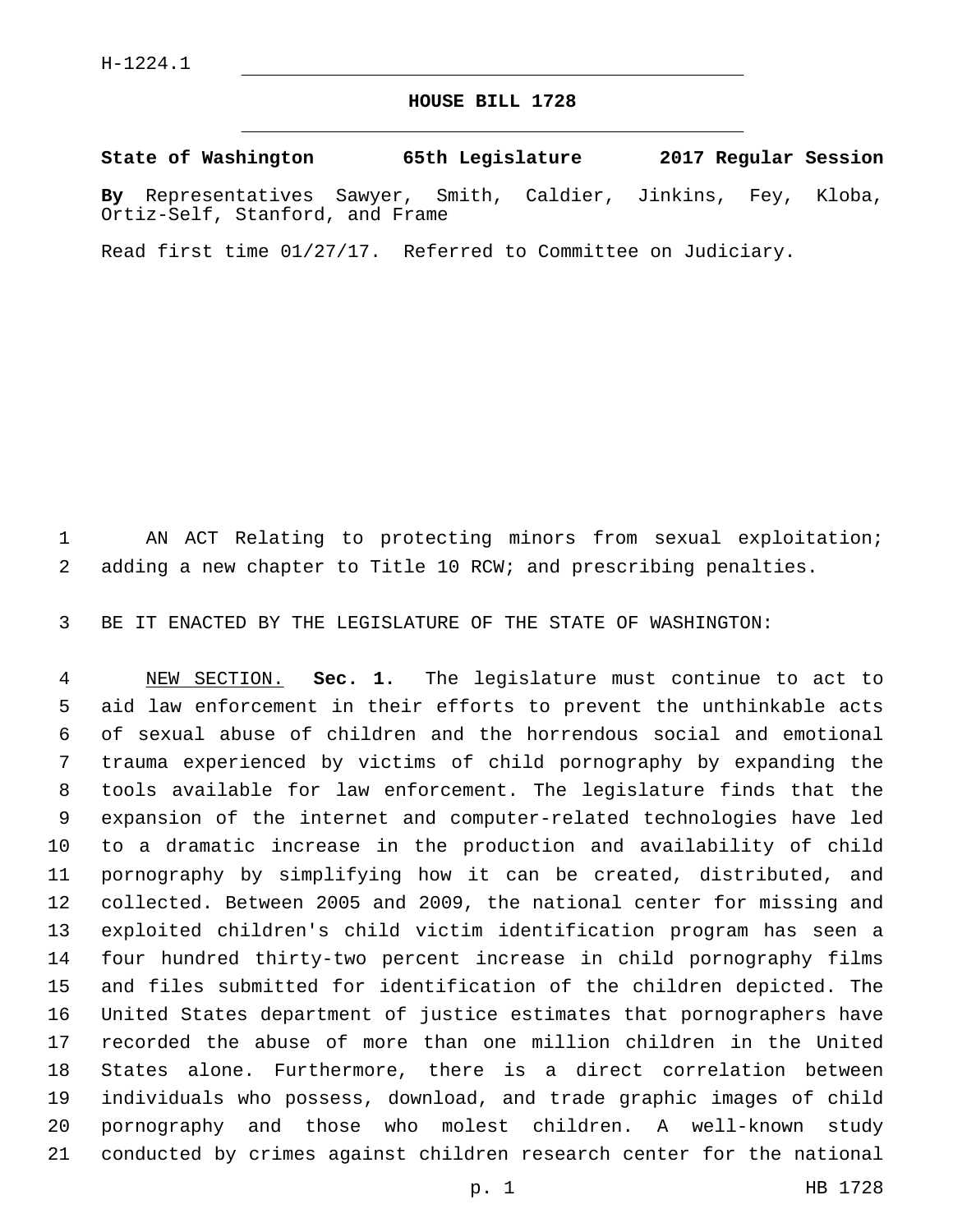H-1224.1

# HOUSE BILL 1728

**State of Washington 65th Legislature 2017 Regular Session**

**By** Representatives Sawyer, Smith, Caldier, Jinkins, Fey, Kloba, Ortiz-Self, Stanford, and Frame

Read first time 01/27/17. Referred to Committee on Judiciary.

AN ACT Relating to protecting minors from sexual exploitation; adding a new chapter to Title 10 RCW; and prescribing penalties.

BE IT ENACTED BY THE LEGISLATURE OF THE STATE OF WASHINGTON:

NEW SECTION. **Sec. 1.** The legislature must continue to act to aid law enforcement in their efforts to prevent the unthinkable acts of sexual abuse of children and the horrendous social and emotional trauma experienced by victims of child pornography by expanding the tools available for law enforcement. The legislature finds that the expansion of the internet and computer-related technologies have led to a dramatic increase in the production and availability of child pornography by simplifying how it can be created, distributed, and collected. Between 2005 and 2009, the national center for missing and exploited children's child victim identification program has seen a four hundred thirty-two percent increase in child pornography films and files submitted for identification of the children depicted. The United States department of justice estimates that pornographers have recorded the abuse of more than one million children in the United States alone. Furthermore, there is a direct correlation between individuals who possess, download, and trade graphic images of child pornography and those who molest children. A well-known study conducted by crimes against children research center for the national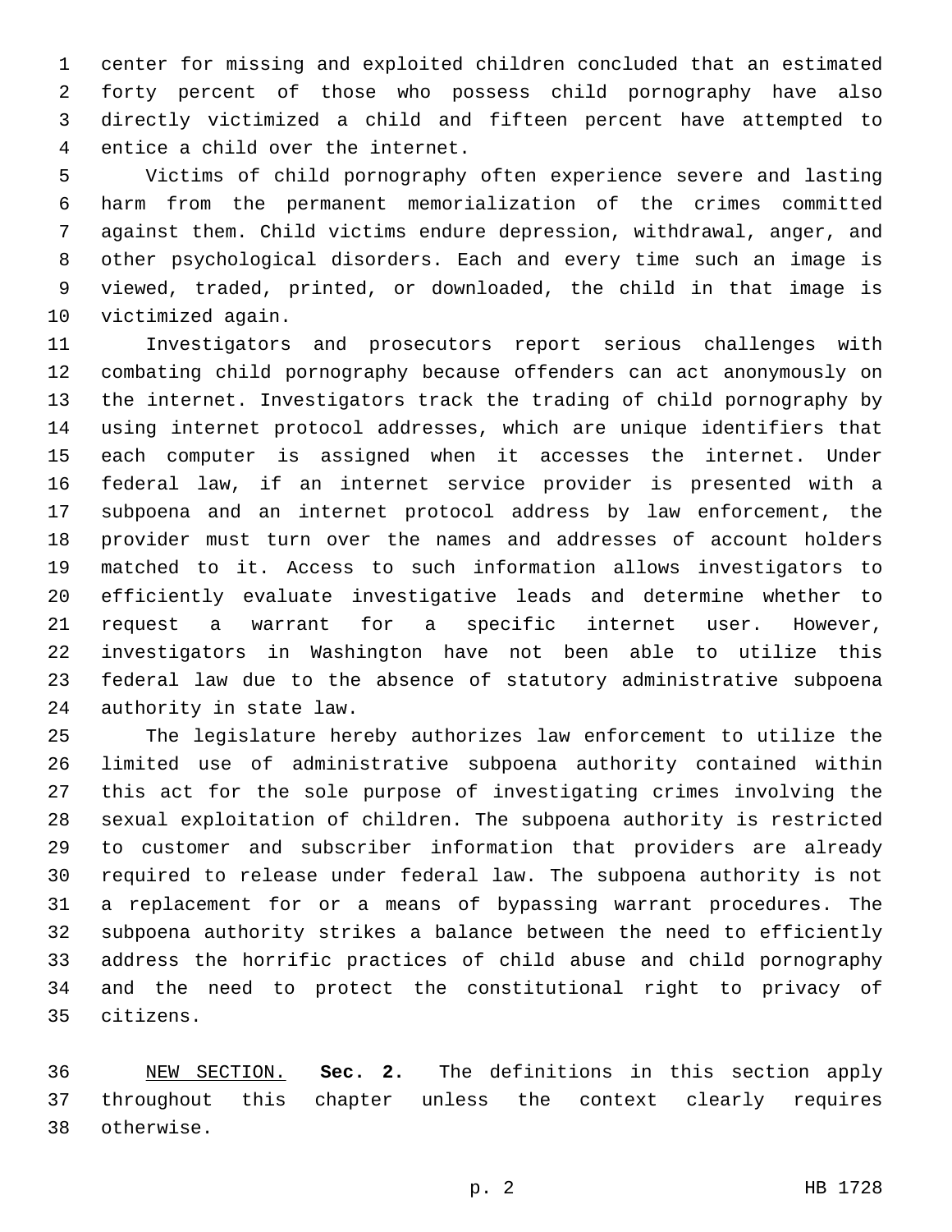center for missing and exploited children concluded that an estimated forty percent of those who possess child pornography have also directly victimized a child and fifteen percent have attempted to entice a child over the internet.

Victims of child pornography often experience severe and lasting harm from the permanent memorialization of the crimes committed against them. Child victims endure depression, withdrawal, anger, and other psychological disorders. Each and every time such an image is viewed, traded, printed, or downloaded, the child in that image is victimized again.

Investigators and prosecutors report serious challenges with combating child pornography because offenders can act anonymously on the internet. Investigators track the trading of child pornography by using internet protocol addresses, which are unique identifiers that each computer is assigned when it accesses the internet. Under federal law, if an internet service provider is presented with a subpoena and an internet protocol address by law enforcement, the provider must turn over the names and addresses of account holders matched to it. Access to such information allows investigators to efficiently evaluate investigative leads and determine whether to request a warrant for a specific internet user. However, investigators in Washington have not been able to utilize this federal law due to the absence of statutory administrative subpoena authority in state law.

The legislature hereby authorizes law enforcement to utilize the limited use of administrative subpoena authority contained within this act for the sole purpose of investigating crimes involving the sexual exploitation of children. The subpoena authority is restricted to customer and subscriber information that providers are already required to release under federal law. The subpoena authority is not a replacement for or a means of bypassing warrant procedures. The subpoena authority strikes a balance between the need to efficiently address the horrific practices of child abuse and child pornography and the need to protect the constitutional right to privacy of citizens.

NEW SECTION. **Sec. 2.** The definitions in this section apply throughout this chapter unless the context clearly requires otherwise.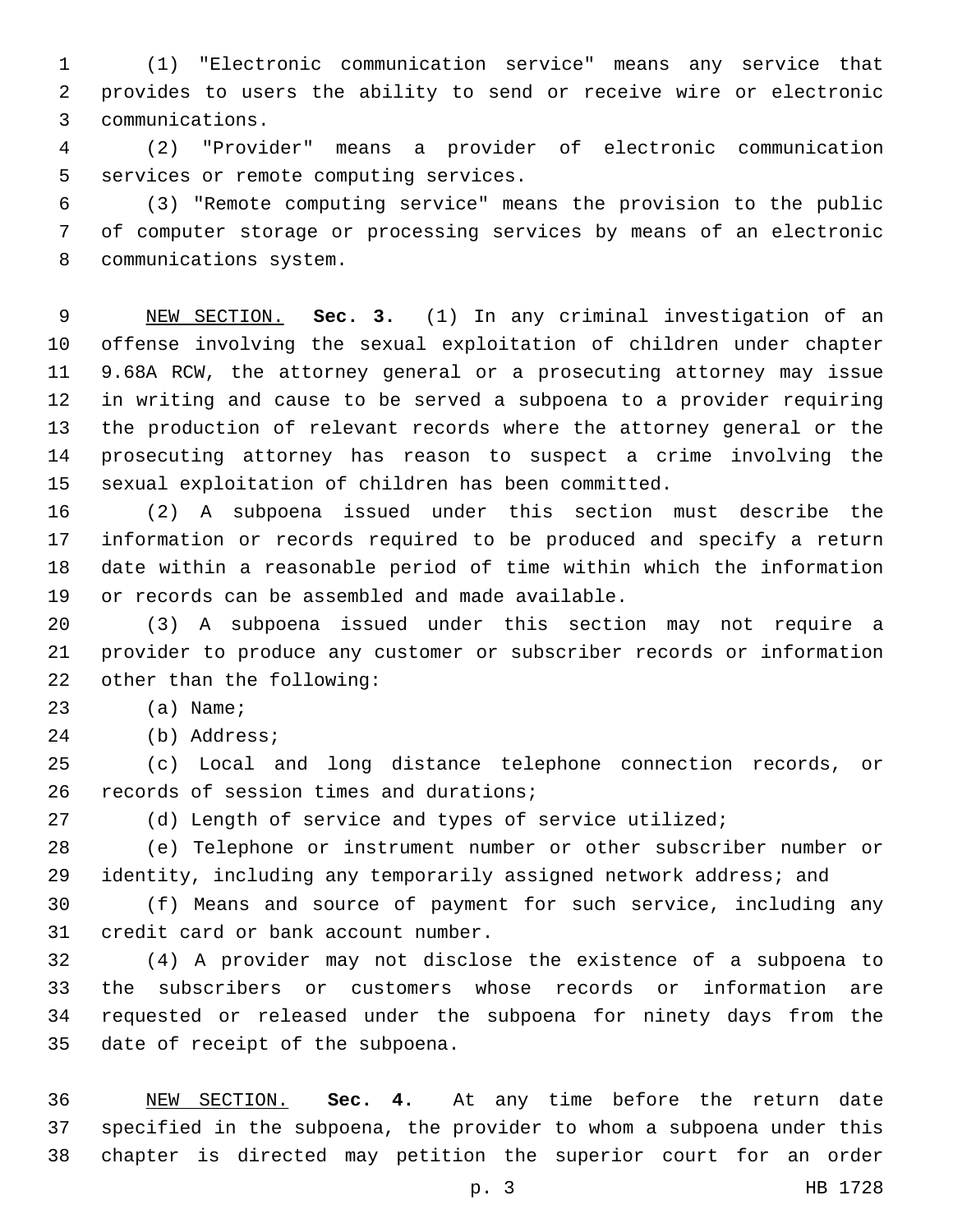(1) "Electronic communication service" means any service that provides to users the ability to send or receive wire or electronic communications.

(2) "Provider" means a provider of electronic communication services or remote computing services.

(3) "Remote computing service" means the provision to the public of computer storage or processing services by means of an electronic communications system.

NEW SECTION. **Sec. 3.** (1) In any criminal investigation of an offense involving the sexual exploitation of children under chapter 9.68A RCW, the attorney general or a prosecuting attorney may issue in writing and cause to be served a subpoena to a provider requiring the production of relevant records where the attorney general or the prosecuting attorney has reason to suspect a crime involving the sexual exploitation of children has been committed.

(2) A subpoena issued under this section must describe the information or records required to be produced and specify a return date within a reasonable period of time within which the information or records can be assembled and made available.

(3) A subpoena issued under this section may not require a provider to produce any customer or subscriber records or information other than the following:

(a) Name;

(b) Address;

(c) Local and long distance telephone connection records, or records of session times and durations;

(d) Length of service and types of service utilized;

(e) Telephone or instrument number or other subscriber number or identity, including any temporarily assigned network address; and

(f) Means and source of payment for such service, including any credit card or bank account number.

(4) A provider may not disclose the existence of a subpoena to the subscribers or customers whose records or information are requested or released under the subpoena for ninety days from the date of receipt of the subpoena.

NEW SECTION. **Sec. 4.** At any time before the return date specified in the subpoena, the provider to whom a subpoena under this chapter is directed may petition the superior court for an order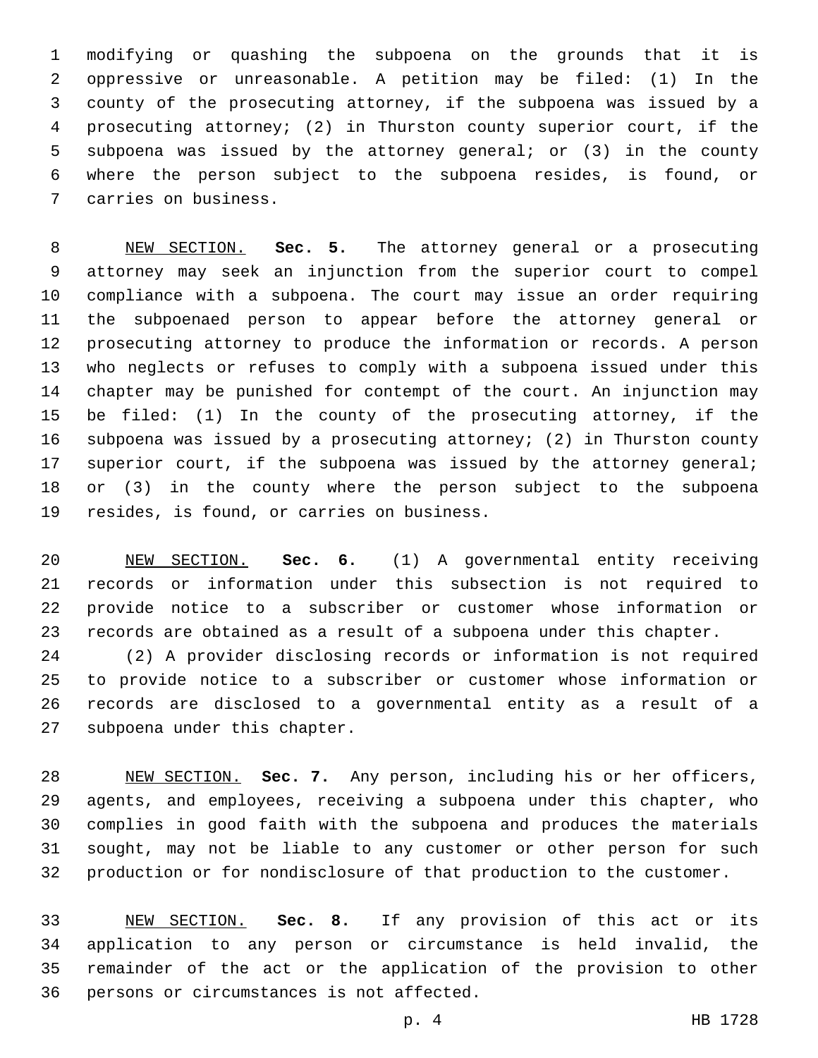modifying or quashing the subpoena on the grounds that it is oppressive or unreasonable. A petition may be filed: (1) In the county of the prosecuting attorney, if the subpoena was issued by a prosecuting attorney; (2) in Thurston county superior court, if the subpoena was issued by the attorney general; or (3) in the county where the person subject to the subpoena resides, is found, or carries on business.

NEW SECTION. **Sec. 5.** The attorney general or a prosecuting attorney may seek an injunction from the superior court to compel compliance with a subpoena. The court may issue an order requiring the subpoenaed person to appear before the attorney general or prosecuting attorney to produce the information or records. A person who neglects or refuses to comply with a subpoena issued under this chapter may be punished for contempt of the court. An injunction may be filed: (1) In the county of the prosecuting attorney, if the subpoena was issued by a prosecuting attorney; (2) in Thurston county superior court, if the subpoena was issued by the attorney general; or (3) in the county where the person subject to the subpoena resides, is found, or carries on business.

NEW SECTION. **Sec. 6.** (1) A governmental entity receiving records or information under this subsection is not required to provide notice to a subscriber or customer whose information or records are obtained as a result of a subpoena under this chapter.

(2) A provider disclosing records or information is not required to provide notice to a subscriber or customer whose information or records are disclosed to a governmental entity as a result of a subpoena under this chapter.

NEW SECTION. **Sec. 7.** Any person, including his or her officers, agents, and employees, receiving a subpoena under this chapter, who complies in good faith with the subpoena and produces the materials sought, may not be liable to any customer or other person for such production or for nondisclosure of that production to the customer.

NEW SECTION. **Sec. 8.** If any provision of this act or its application to any person or circumstance is held invalid, the remainder of the act or the application of the provision to other persons or circumstances is not affected.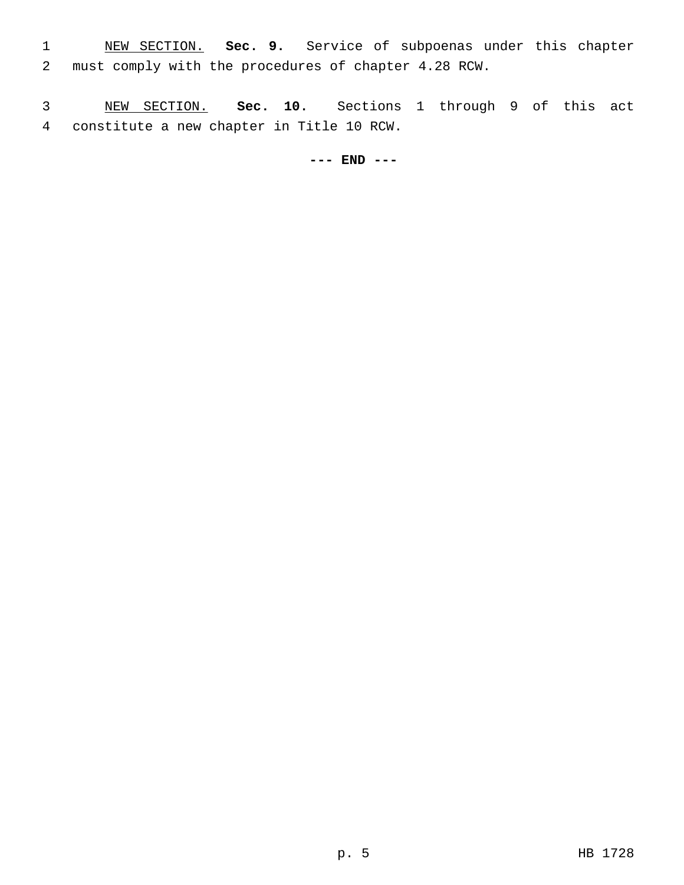NEW SECTION. **Sec. 9.** Service of subpoenas under this chapter must comply with the procedures of chapter 4.28 RCW.

NEW SECTION. **Sec. 10.** Sections 1 through 9 of this act constitute a new chapter in Title 10 RCW.

**--- END ---**